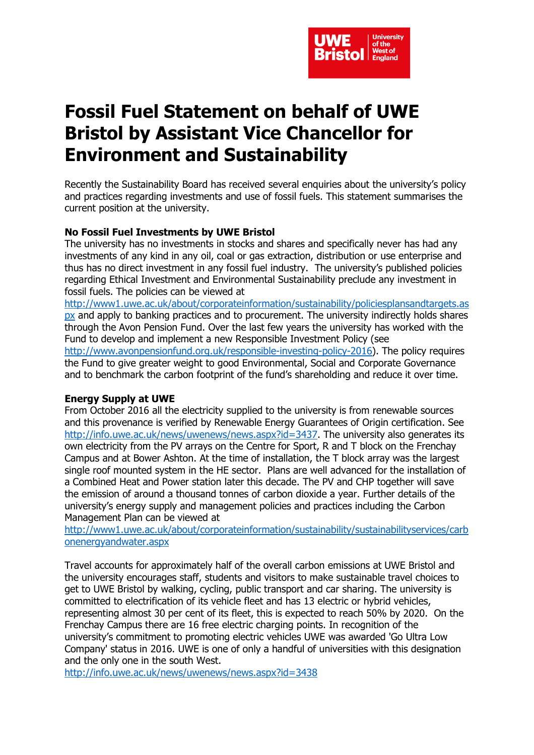# Fossil Fuel Statement on behalf of UWE Bristol by Assistant Vice Chancellor for Environment and Sustainability

Recently the Sustainability Board has received several enquiries about the university's policy and practices regarding investments and use of fossil fuels. This statement summarises the current position at the university.

**No Fossil Fuel Investments by UWE Bristol**

The university has no investments in stocks and shares and specifically never has had any investments of any kind in any oil, coal or gas extraction, distribution or use enterprise and thus has no direct investment in any fossil fuel industry. The university's published policies regarding Ethical Investment and Environmental Sustainability preclude any investment in fossil fuels. The policies can be viewed at http://www1.uwe.ac.uk/about/corporateinformation/sustainability/policiesplansandtargets.aspx and apply to banking practices and to procurement. The university indirectly holds shares through the Avon Pension Fund. Over the last few years the university has worked with the Fund to develop and implement a new Responsible Investment Policy (see http://www.avonpensionfund.org.uk/responsible-investing-policy-2016). The policy requires the Fund to give greater weight to good Environmental, Social and Corporate Governance and to benchmark the carbon footprint of the fund's shareholding and reduce it over time.

**Energy Supply at UWE**

From October 2016 all the electricity supplied to the university is from renewable sources and this provenance is verified by Renewable Energy Guarantees of Origin certification. See http://info.uwe.ac.uk/news/uwenews/news.aspx?id=3437. The university also generates its own electricity from the PV arrays on the Centre for Sport, R and T block on the Frenchay Campus and at Bower Ashton. At the time of installation, the T block array was the largest single roof mounted system in the HE sector. Plans are well advanced for the installation of a Combined Heat and Power station later this decade. The PV and CHP together will save the emission of around a thousand tonnes of carbon dioxide a year. Further details of the university's energy supply and management policies and practices including the Carbon Management Plan can be viewed at http://www1.uwe.ac.uk/about/corporateinformation/sustainability/sustainabilityservices/carbonenergyandwater.aspx

Travel accounts for approximately half of the overall carbon emissions at UWE Bristol and the university encourages staff, students and visitors to make sustainable travel choices to get to UWE Bristol by walking, cycling, public transport and car sharing. The university is committed to electrification of its vehicle fleet and has 13 electric or hybrid vehicles, representing almost 30 per cent of its fleet, this is expected to reach 50% by 2020. On the Frenchay Campus there are 16 free electric charging points. In recognition of the university's commitment to promoting electric vehicles UWE was awarded 'Go Ultra Low Company' status in 2016. UWE is one of only a handful of universities with this designation and the only one in the south West.
http://info.uwe.ac.uk/news/uwenews/news.aspx?id=3438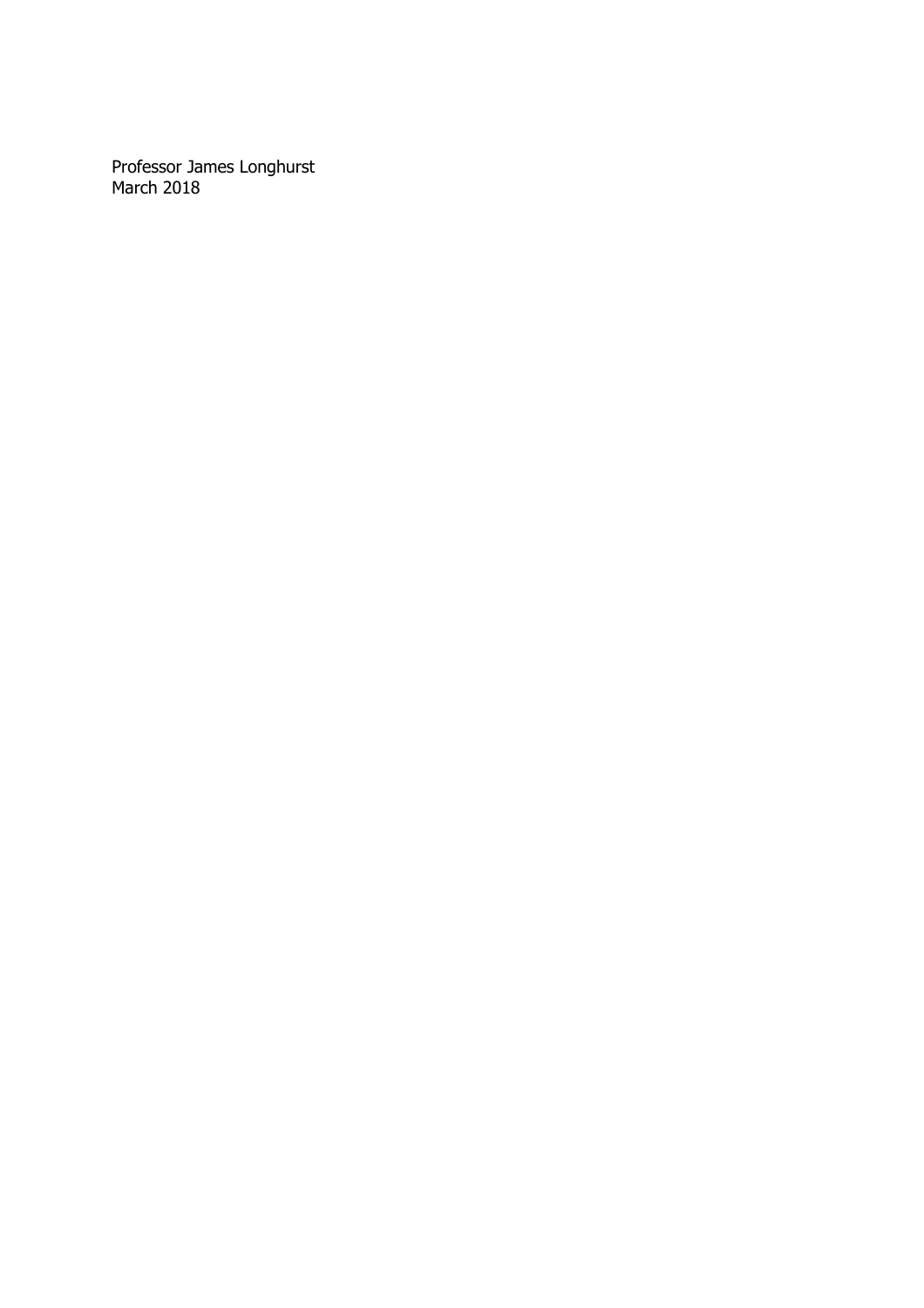Professor James Longhurst
March 2018